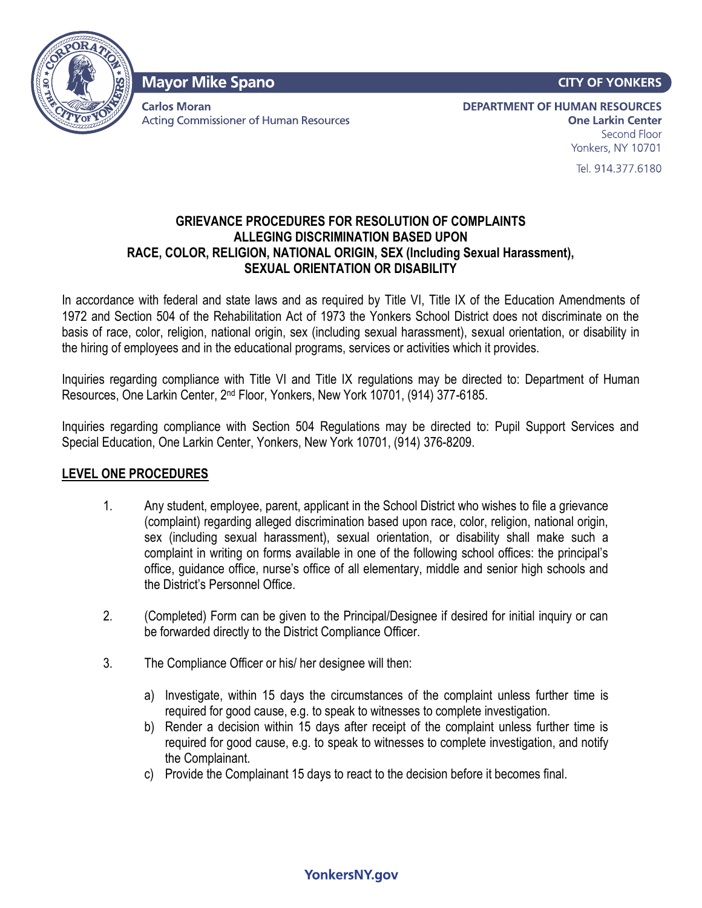Mayor Mike Spano

CITY OF YONKERS

Carlos Moran
Acting Commissioner of Human Resources

DEPARTMENT OF HUMAN RESOURCES
One Larkin Center
Second Floor
Yonkers, NY 10701

Tel. 914.377.6180

# GRIEVANCE PROCEDURES FOR RESOLUTION OF COMPLAINTS ALLEGING DISCRIMINATION BASED UPON RACE, COLOR, RELIGION, NATIONAL ORIGIN, SEX (Including Sexual Harassment), SEXUAL ORIENTATION OR DISABILITY

In accordance with federal and state laws and as required by Title VI, Title IX of the Education Amendments of 1972 and Section 504 of the Rehabilitation Act of 1973 the Yonkers School District does not discriminate on the basis of race, color, religion, national origin, sex (including sexual harassment), sexual orientation, or disability in the hiring of employees and in the educational programs, services or activities which it provides.

Inquiries regarding compliance with Title VI and Title IX regulations may be directed to: Department of Human Resources, One Larkin Center, 2nd Floor, Yonkers, New York 10701, (914) 377-6185.

Inquiries regarding compliance with Section 504 Regulations may be directed to: Pupil Support Services and Special Education, One Larkin Center, Yonkers, New York 10701, (914) 376-8209.

## LEVEL ONE PROCEDURES

1. Any student, employee, parent, applicant in the School District who wishes to file a grievance (complaint) regarding alleged discrimination based upon race, color, religion, national origin, sex (including sexual harassment), sexual orientation, or disability shall make such a complaint in writing on forms available in one of the following school offices: the principal's office, guidance office, nurse's office of all elementary, middle and senior high schools and the District's Personnel Office.

2. (Completed) Form can be given to the Principal/Designee if desired for initial inquiry or can be forwarded directly to the District Compliance Officer.

3. The Compliance Officer or his/ her designee will then:

   a) Investigate, within 15 days the circumstances of the complaint unless further time is required for good cause, e.g. to speak to witnesses to complete investigation.
   b) Render a decision within 15 days after receipt of the complaint unless further time is required for good cause, e.g. to speak to witnesses to complete investigation, and notify the Complainant.
   c) Provide the Complainant 15 days to react to the decision before it becomes final.

YonkersNY.gov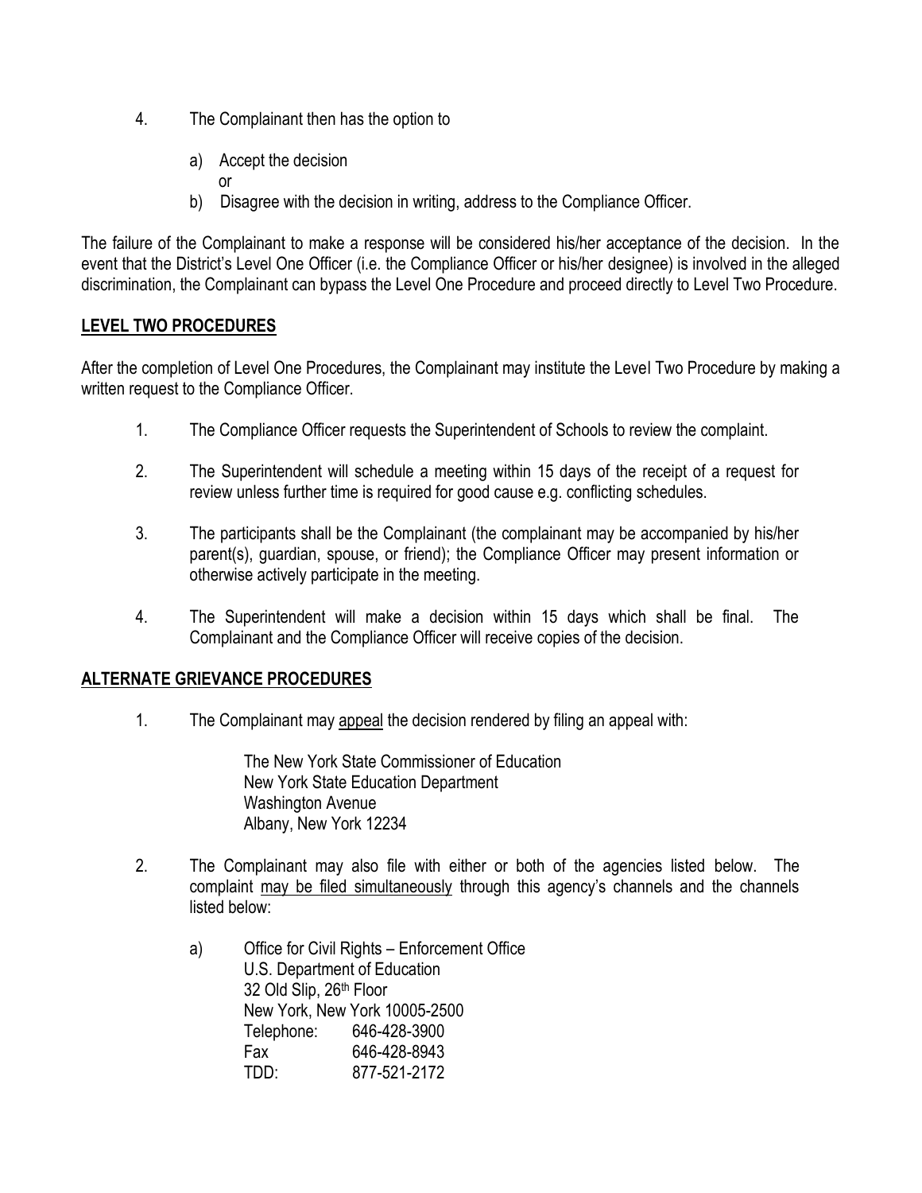4. The Complainant then has the option to

   a) Accept the decision
      or
   b) Disagree with the decision in writing, address to the Compliance Officer.

The failure of the Complainant to make a response will be considered his/her acceptance of the decision. In the event that the District's Level One Officer (i.e. the Compliance Officer or his/her designee) is involved in the alleged discrimination, the Complainant can bypass the Level One Procedure and proceed directly to Level Two Procedure.

## LEVEL TWO PROCEDURES

After the completion of Level One Procedures, the Complainant may institute the Level Two Procedure by making a written request to the Compliance Officer.

1. The Compliance Officer requests the Superintendent of Schools to review the complaint.

2. The Superintendent will schedule a meeting within 15 days of the receipt of a request for review unless further time is required for good cause e.g. conflicting schedules.

3. The participants shall be the Complainant (the complainant may be accompanied by his/her parent(s), guardian, spouse, or friend); the Compliance Officer may present information or otherwise actively participate in the meeting.

4. The Superintendent will make a decision within 15 days which shall be final. The Complainant and the Compliance Officer will receive copies of the decision.

## ALTERNATE GRIEVANCE PROCEDURES

1. The Complainant may appeal the decision rendered by filing an appeal with:

   The New York State Commissioner of Education
   New York State Education Department
   Washington Avenue
   Albany, New York 12234

2. The Complainant may also file with either or both of the agencies listed below. The complaint may be filed simultaneously through this agency's channels and the channels listed below:

   a) Office for Civil Rights – Enforcement Office
      U.S. Department of Education
      32 Old Slip, 26th Floor
      New York, New York 10005-2500
      Telephone: 646-428-3900
      Fax 646-428-8943
      TDD: 877-521-2172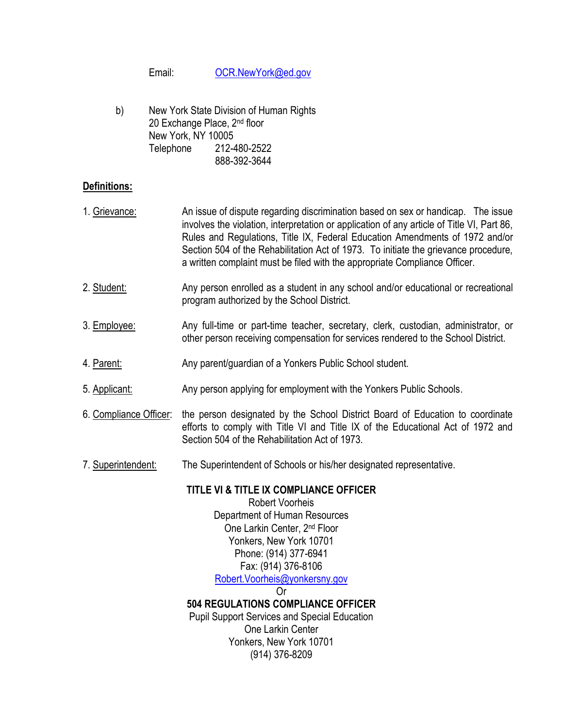Email: OCR.NewYork@ed.gov

b) New York State Division of Human Rights
20 Exchange Place, 2nd floor
New York, NY 10005
Telephone 212-480-2522
888-392-3644

**Definitions:**

1. Grievance: An issue of dispute regarding discrimination based on sex or handicap. The issue involves the violation, interpretation or application of any article of Title VI, Part 86, Rules and Regulations, Title IX, Federal Education Amendments of 1972 and/or Section 504 of the Rehabilitation Act of 1973. To initiate the grievance procedure, a written complaint must be filed with the appropriate Compliance Officer.

2. Student: Any person enrolled as a student in any school and/or educational or recreational program authorized by the School District.

3. Employee: Any full-time or part-time teacher, secretary, clerk, custodian, administrator, or other person receiving compensation for services rendered to the School District.

4. Parent: Any parent/guardian of a Yonkers Public School student.

5. Applicant: Any person applying for employment with the Yonkers Public Schools.

6. Compliance Officer: the person designated by the School District Board of Education to coordinate efforts to comply with Title VI and Title IX of the Educational Act of 1972 and Section 504 of the Rehabilitation Act of 1973.

7. Superintendent: The Superintendent of Schools or his/her designated representative.

**TITLE VI & TITLE IX COMPLIANCE OFFICER**
Robert Voorheis
Department of Human Resources
One Larkin Center, 2nd Floor
Yonkers, New York 10701
Phone: (914) 377-6941
Fax: (914) 376-8106
Robert.Voorheis@yonkersny.gov
Or
**504 REGULATIONS COMPLIANCE OFFICER**
Pupil Support Services and Special Education
One Larkin Center
Yonkers, New York 10701
(914) 376-8209